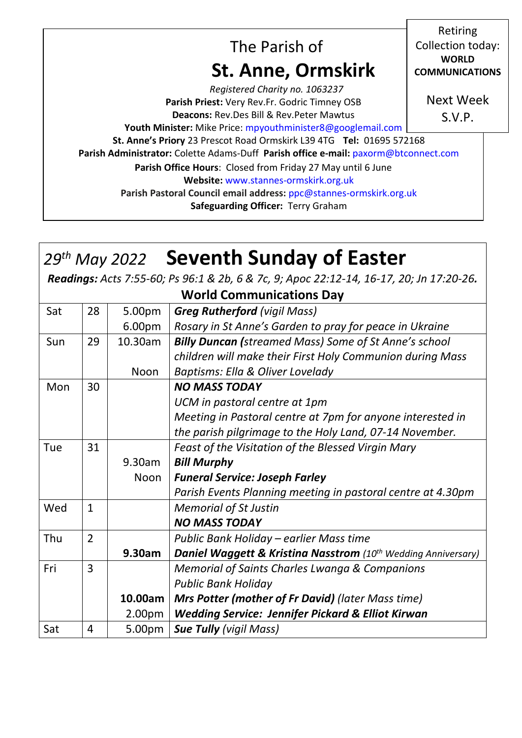The Parish of

# St. Anne, Ormskirk

*Registered Charity no. 1063237*

**Parish Priest:** Very Rev.Fr. Godric Timney OSB

**Deacons:** Rev.Des Bill & Rev.Peter Mawtus

**Youth Minister:** Mike Price: mpyouthminister8@googlemail.com

**St. Anne's Priory** 23 Prescot Road Ormskirk L39 4TG **Tel:** 01695 572168

**Parish Administrator:** Colette Adams-Duff **Parish office e-mail:** paxorm@btconnect.com

**Parish Office Hours**: Closed from Friday 27 May until 6 June

**Website:** www.stannes-ormskirk.org.uk

**Parish Pastoral Council email address:** ppc@stannes-ormskirk.org.uk

**Safeguarding Officer:** Terry Graham

Retiring Collection today: **WORLD COMMUNICATIONS**

Next Week S.V.P.

## *29th May 2022* Seventh Sunday of Easter

***Readings:** Acts 7:55-60; Ps 96:1 & 2b, 6 & 7c, 9; Apoc 22:12-14, 16-17, 20; Jn 17:20-26.*

**World Communications Day**

| | | | |
|---|---|---|---|
| Sat | 28 | 5.00pm | ***Greg Rutherford*** *(vigil Mass)* |
| | | 6.00pm | *Rosary in St Anne's Garden to pray for peace in Ukraine* |
| Sun | 29 | 10.30am | ***Billy Duncan (****streamed Mass) Some of St Anne's school children will make their First Holy Communion during Mass* |
| | | Noon | *Baptisms: Ella & Oliver Lovelady* |
| Mon | 30 | | ***NO MASS TODAY*** |
| | | | *UCM in pastoral centre at 1pm* |
| | | | *Meeting in Pastoral centre at 7pm for anyone interested in the parish pilgrimage to the Holy Land, 07-14 November.* |
| Tue | 31 | | *Feast of the Visitation of the Blessed Virgin Mary* |
| | | 9.30am | ***Bill Murphy*** |
| | | Noon | ***Funeral Service: Joseph Farley*** |
| | | | *Parish Events Planning meeting in pastoral centre at 4.30pm* |
| Wed | 1 | | *Memorial of St Justin* |
| | | | ***NO MASS TODAY*** |
| Thu | 2 | | *Public Bank Holiday – earlier Mass time* |
| | | **9.30am** | ***Daniel Waggett & Kristina Nasstrom*** *(10th Wedding Anniversary)* |
| Fri | 3 | | *Memorial of Saints Charles Lwanga & Companions* |
| | | | *Public Bank Holiday* |
| | | **10.00am** | ***Mrs Potter (mother of Fr David)*** *(later Mass time)* |
| | | 2.00pm | ***Wedding Service: Jennifer Pickard & Elliot Kirwan*** |
| Sat | 4 | 5.00pm | ***Sue Tully*** *(vigil Mass)* |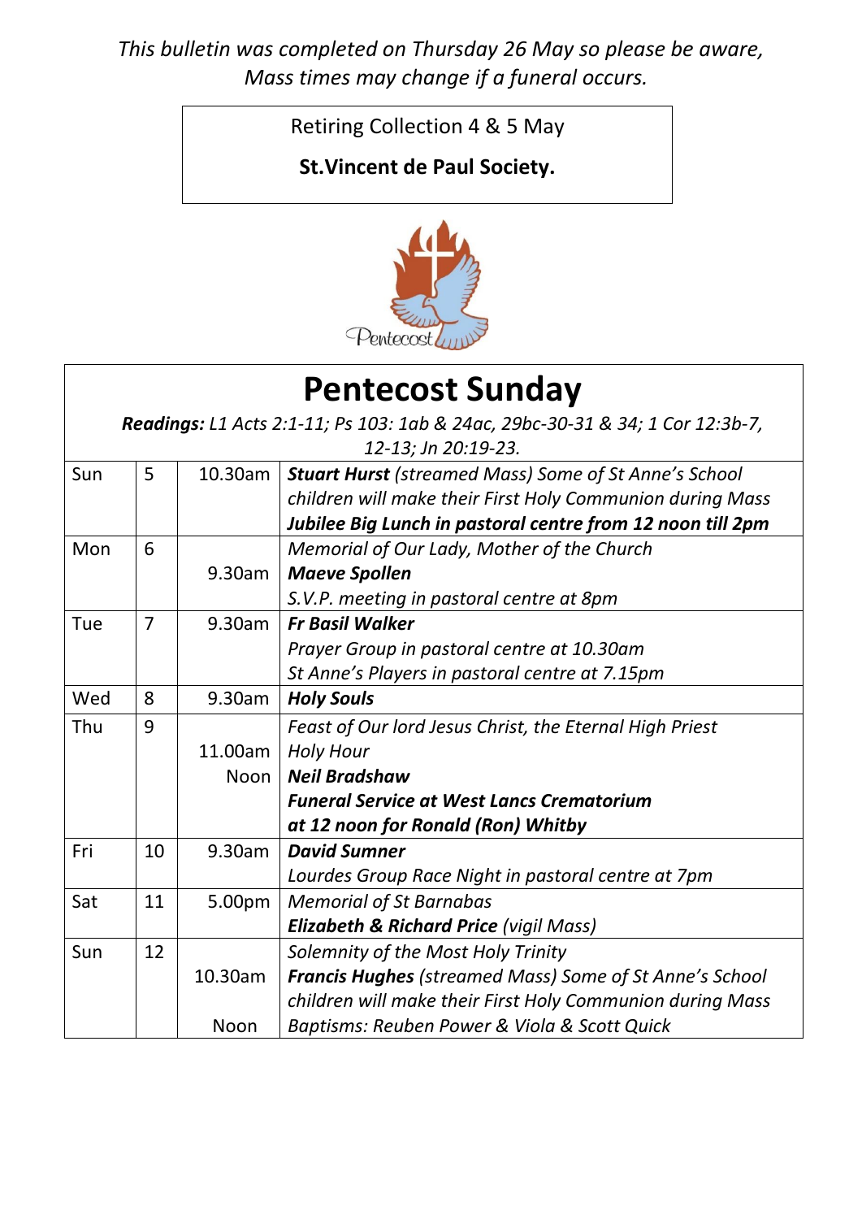*This bulletin was completed on Thursday 26 May so please be aware, Mass times may change if a funeral occurs.*

Retiring Collection 4 & 5 May

**St.Vincent de Paul Society.**

# Pentecost Sunday

***Readings:** L1 Acts 2:1-11; Ps 103: 1ab & 24ac, 29bc-30-31 & 34; 1 Cor 12:3b-7, 12-13; Jn 20:19-23.*

| | | | |
|---|---|---|---|
| Sun | 5 | 10.30am | ***Stuart Hurst** (streamed Mass) Some of St Anne's School children will make their First Holy Communion during Mass* ***Jubilee Big Lunch in pastoral centre from 12 noon till 2pm*** |
| Mon | 6 | 9.30am | *Memorial of Our Lady, Mother of the Church* ***Maeve Spollen*** *S.V.P. meeting in pastoral centre at 8pm* |
| Tue | 7 | 9.30am | ***Fr Basil Walker*** *Prayer Group in pastoral centre at 10.30am* *St Anne's Players in pastoral centre at 7.15pm* |
| Wed | 8 | 9.30am | ***Holy Souls*** |
| Thu | 9 | 11.00am Noon | *Feast of Our lord Jesus Christ, the Eternal High Priest* *Holy Hour* ***Neil Bradshaw*** ***Funeral Service at West Lancs Crematorium at 12 noon for Ronald (Ron) Whitby*** |
| Fri | 10 | 9.30am | ***David Sumner*** *Lourdes Group Race Night in pastoral centre at 7pm* |
| Sat | 11 | 5.00pm | *Memorial of St Barnabas* ***Elizabeth & Richard Price** (vigil Mass)* |
| Sun | 12 | 10.30am Noon | *Solemnity of the Most Holy Trinity* ***Francis Hughes** (streamed Mass) Some of St Anne's School children will make their First Holy Communion during Mass* *Baptisms: Reuben Power & Viola & Scott Quick* |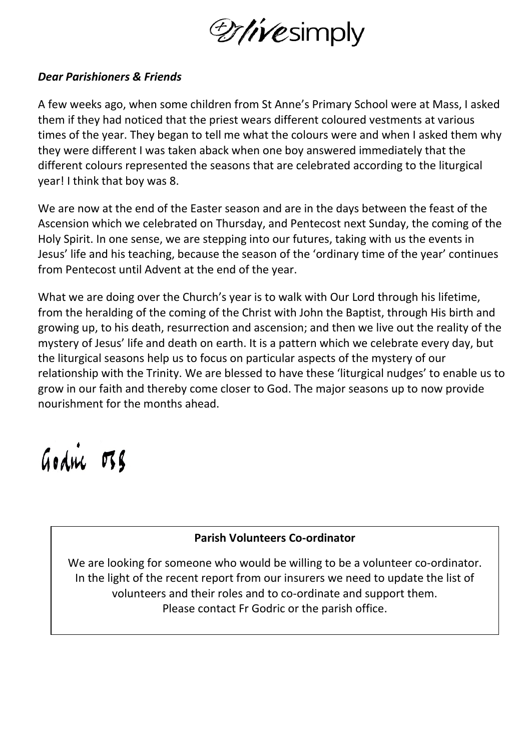livesimply

***Dear Parishioners & Friends***

A few weeks ago, when some children from St Anne's Primary School were at Mass, I asked them if they had noticed that the priest wears different coloured vestments at various times of the year. They began to tell me what the colours were and when I asked them why they were different I was taken aback when one boy answered immediately that the different colours represented the seasons that are celebrated according to the liturgical year! I think that boy was 8.

We are now at the end of the Easter season and are in the days between the feast of the Ascension which we celebrated on Thursday, and Pentecost next Sunday, the coming of the Holy Spirit. In one sense, we are stepping into our futures, taking with us the events in Jesus' life and his teaching, because the season of the 'ordinary time of the year' continues from Pentecost until Advent at the end of the year.

What we are doing over the Church's year is to walk with Our Lord through his lifetime, from the heralding of the coming of the Christ with John the Baptist, through His birth and growing up, to his death, resurrection and ascension; and then we live out the reality of the mystery of Jesus' life and death on earth. It is a pattern which we celebrate every day, but the liturgical seasons help us to focus on particular aspects of the mystery of our relationship with the Trinity. We are blessed to have these 'liturgical nudges' to enable us to grow in our faith and thereby come closer to God. The major seasons up to now provide nourishment for the months ahead.

Godric OSB

**Parish Volunteers Co-ordinator**

We are looking for someone who would be willing to be a volunteer co-ordinator. In the light of the recent report from our insurers we need to update the list of volunteers and their roles and to co-ordinate and support them. Please contact Fr Godric or the parish office.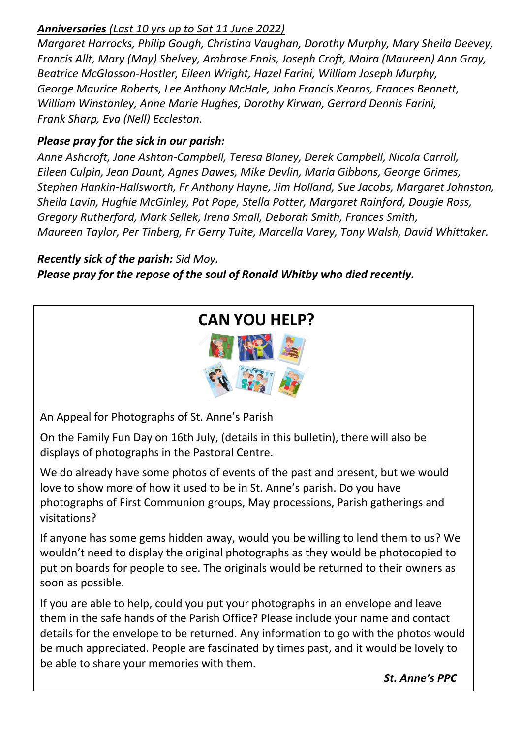***Anniversaries** (Last 10 yrs up to Sat 11 June 2022)*

*Margaret Harrocks, Philip Gough, Christina Vaughan, Dorothy Murphy, Mary Sheila Deevey, Francis Allt, Mary (May) Shelvey, Ambrose Ennis, Joseph Croft, Moira (Maureen) Ann Gray, Beatrice McGlasson-Hostler, Eileen Wright, Hazel Farini, William Joseph Murphy, George Maurice Roberts, Lee Anthony McHale, John Francis Kearns, Frances Bennett, William Winstanley, Anne Marie Hughes, Dorothy Kirwan, Gerrard Dennis Farini, Frank Sharp, Eva (Nell) Eccleston.*

***Please pray for the sick in our parish:***

*Anne Ashcroft, Jane Ashton-Campbell, Teresa Blaney, Derek Campbell, Nicola Carroll, Eileen Culpin, Jean Daunt, Agnes Dawes, Mike Devlin, Maria Gibbons, George Grimes, Stephen Hankin-Hallsworth, Fr Anthony Hayne, Jim Holland, Sue Jacobs, Margaret Johnston, Sheila Lavin, Hughie McGinley, Pat Pope, Stella Potter, Margaret Rainford, Dougie Ross, Gregory Rutherford, Mark Sellek, Irena Small, Deborah Smith, Frances Smith, Maureen Taylor, Per Tinberg, Fr Gerry Tuite, Marcella Varey, Tony Walsh, David Whittaker.*

***Recently sick of the parish:*** *Sid Moy.*

***Please pray for the repose of the soul of Ronald Whitby who died recently.***

## CAN YOU HELP?

An Appeal for Photographs of St. Anne's Parish

On the Family Fun Day on 16th July, (details in this bulletin), there will also be displays of photographs in the Pastoral Centre.

We do already have some photos of events of the past and present, but we would love to show more of how it used to be in St. Anne's parish. Do you have photographs of First Communion groups, May processions, Parish gatherings and visitations?

If anyone has some gems hidden away, would you be willing to lend them to us? We wouldn't need to display the original photographs as they would be photocopied to put on boards for people to see. The originals would be returned to their owners as soon as possible.

If you are able to help, could you put your photographs in an envelope and leave them in the safe hands of the Parish Office? Please include your name and contact details for the envelope to be returned. Any information to go with the photos would be much appreciated. People are fascinated by times past, and it would be lovely to be able to share your memories with them.

***St. Anne's PPC***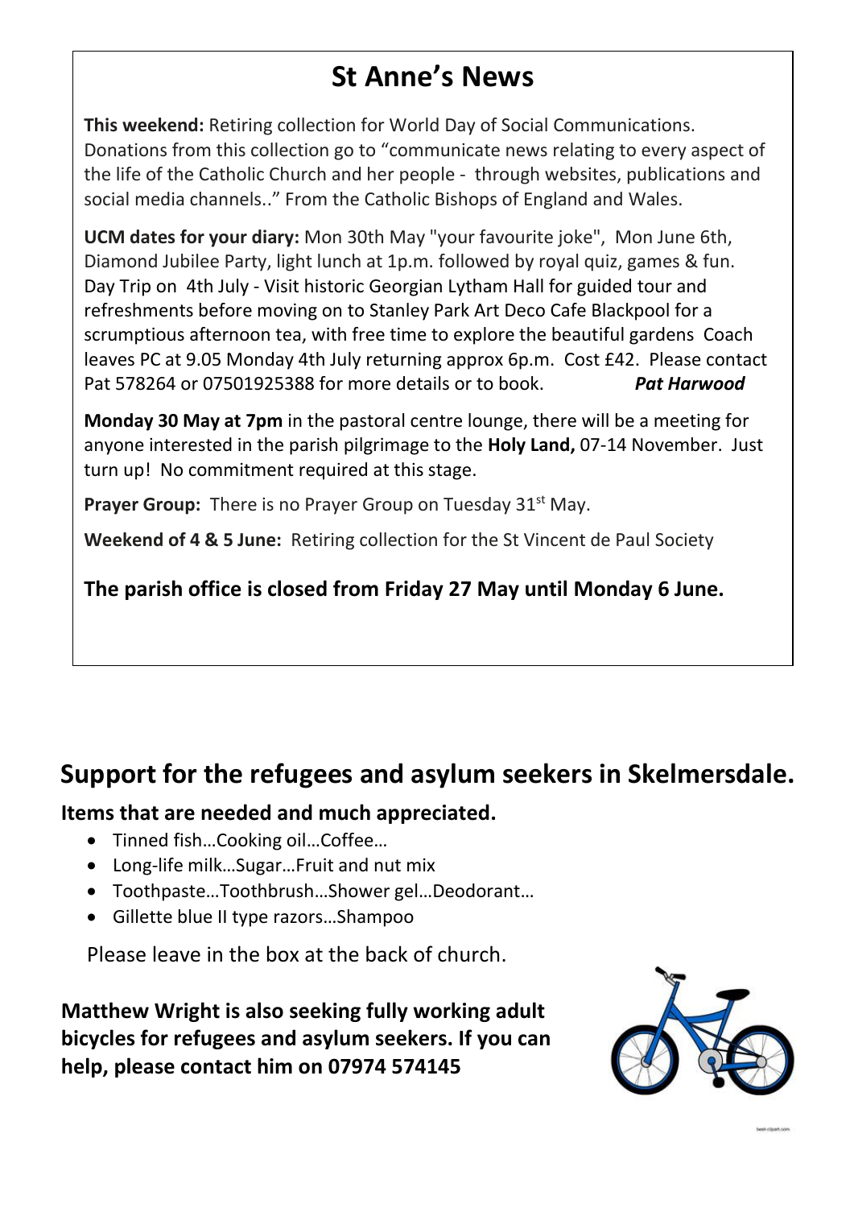# St Anne's News

**This weekend:** Retiring collection for World Day of Social Communications. Donations from this collection go to "communicate news relating to every aspect of the life of the Catholic Church and her people - through websites, publications and social media channels.." From the Catholic Bishops of England and Wales.

**UCM dates for your diary:** Mon 30th May "your favourite joke", Mon June 6th, Diamond Jubilee Party, light lunch at 1p.m. followed by royal quiz, games & fun. Day Trip on 4th July - Visit historic Georgian Lytham Hall for guided tour and refreshments before moving on to Stanley Park Art Deco Cafe Blackpool for a scrumptious afternoon tea, with free time to explore the beautiful gardens Coach leaves PC at 9.05 Monday 4th July returning approx 6p.m. Cost £42. Please contact Pat 578264 or 07501925388 for more details or to book. ***Pat Harwood***

**Monday 30 May at 7pm** in the pastoral centre lounge, there will be a meeting for anyone interested in the parish pilgrimage to the **Holy Land,** 07-14 November. Just turn up! No commitment required at this stage.

**Prayer Group:** There is no Prayer Group on Tuesday 31st May.

**Weekend of 4 & 5 June:** Retiring collection for the St Vincent de Paul Society

**The parish office is closed from Friday 27 May until Monday 6 June.**

## Support for the refugees and asylum seekers in Skelmersdale.

### Items that are needed and much appreciated.

- Tinned fish…Cooking oil…Coffee…
- Long-life milk…Sugar…Fruit and nut mix
- Toothpaste…Toothbrush…Shower gel…Deodorant…
- Gillette blue II type razors…Shampoo

Please leave in the box at the back of church.

**Matthew Wright is also seeking fully working adult bicycles for refugees and asylum seekers. If you can help, please contact him on 07974 574145**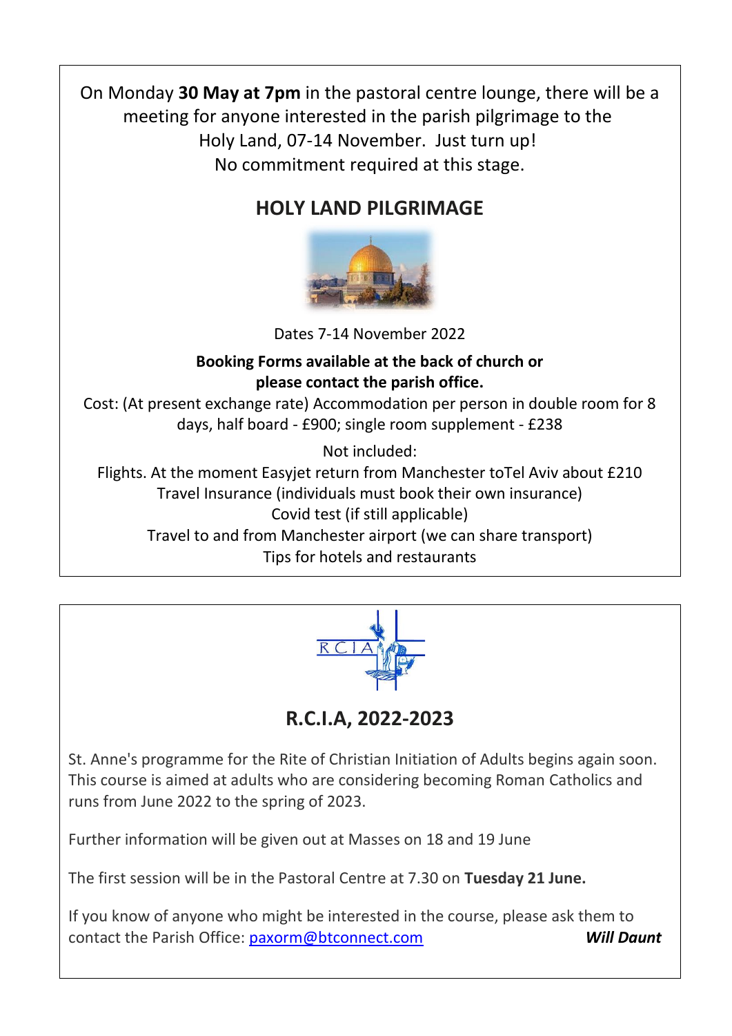On Monday **30 May at 7pm** in the pastoral centre lounge, there will be a meeting for anyone interested in the parish pilgrimage to the Holy Land, 07-14 November. Just turn up! No commitment required at this stage.

## HOLY LAND PILGRIMAGE

Dates 7-14 November 2022

**Booking Forms available at the back of church or please contact the parish office.**

Cost: (At present exchange rate) Accommodation per person in double room for 8 days, half board - £900; single room supplement - £238

Not included:

Flights. At the moment Easyjet return from Manchester toTel Aviv about £210

Travel Insurance (individuals must book their own insurance)

Covid test (if still applicable)

Travel to and from Manchester airport (we can share transport)

Tips for hotels and restaurants

## R.C.I.A, 2022-2023

St. Anne's programme for the Rite of Christian Initiation of Adults begins again soon. This course is aimed at adults who are considering becoming Roman Catholics and runs from June 2022 to the spring of 2023.

Further information will be given out at Masses on 18 and 19 June

The first session will be in the Pastoral Centre at 7.30 on **Tuesday 21 June.**

If you know of anyone who might be interested in the course, please ask them to contact the Parish Office: paxorm@btconnect.com

***Will Daunt***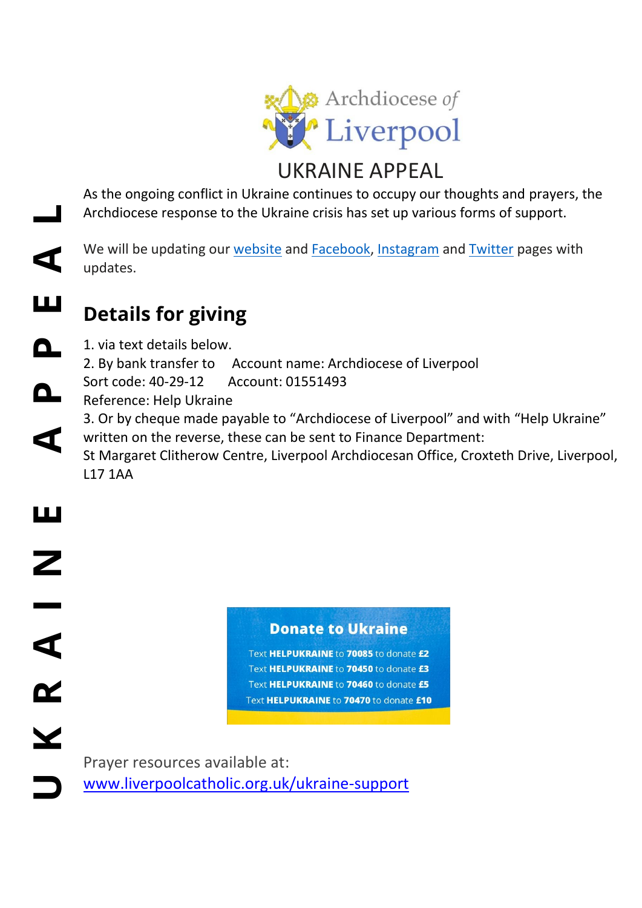Archdiocese of Liverpool

# UKRAINE APPEAL

As the ongoing conflict in Ukraine continues to occupy our thoughts and prayers, the Archdiocese response to the Ukraine crisis has set up various forms of support.

We will be updating our website and Facebook, Instagram and Twitter pages with updates.

## Details for giving

1. via text details below.
2. By bank transfer to Account name: Archdiocese of Liverpool
Sort code: 40-29-12 Account: 01551493
Reference: Help Ukraine
3. Or by cheque made payable to "Archdiocese of Liverpool" and with "Help Ukraine" written on the reverse, these can be sent to Finance Department:
St Margaret Clitherow Centre, Liverpool Archdiocesan Office, Croxteth Drive, Liverpool, L17 1AA

**Donate to Ukraine**

Text **HELPUKRAINE** to **70085** to donate **£2**
Text **HELPUKRAINE** to **70450** to donate **£3**
Text **HELPUKRAINE** to **70460** to donate **£5**
Text **HELPUKRAINE** to **70470** to donate **£10**

Prayer resources available at:
www.liverpoolcatholic.org.uk/ukraine-support

UKRAINE APPEAL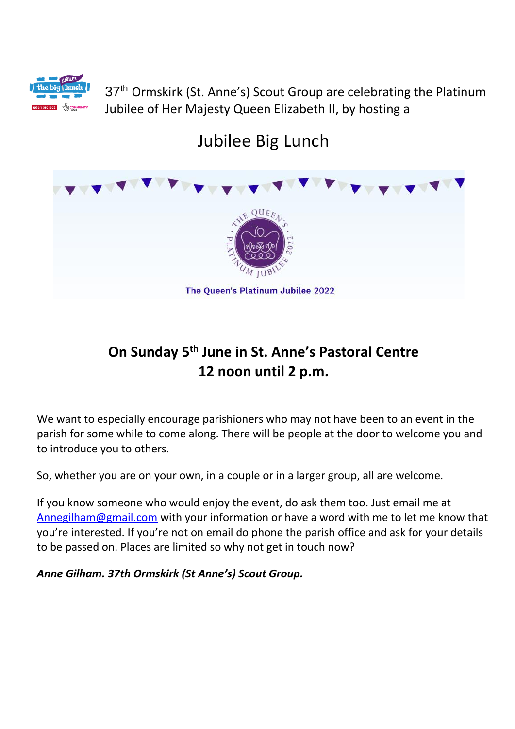37th Ormskirk (St. Anne's) Scout Group are celebrating the Platinum Jubilee of Her Majesty Queen Elizabeth II, by hosting a

# Jubilee Big Lunch

The Queen's Platinum Jubilee 2022

**On Sunday 5th June in St. Anne's Pastoral Centre**
**12 noon until 2 p.m.**

We want to especially encourage parishioners who may not have been to an event in the parish for some while to come along. There will be people at the door to welcome you and to introduce you to others.

So, whether you are on your own, in a couple or in a larger group, all are welcome.

If you know someone who would enjoy the event, do ask them too. Just email me at Annegilham@gmail.com with your information or have a word with me to let me know that you're interested. If you're not on email do phone the parish office and ask for your details to be passed on. Places are limited so why not get in touch now?

***Anne Gilham. 37th Ormskirk (St Anne's) Scout Group.***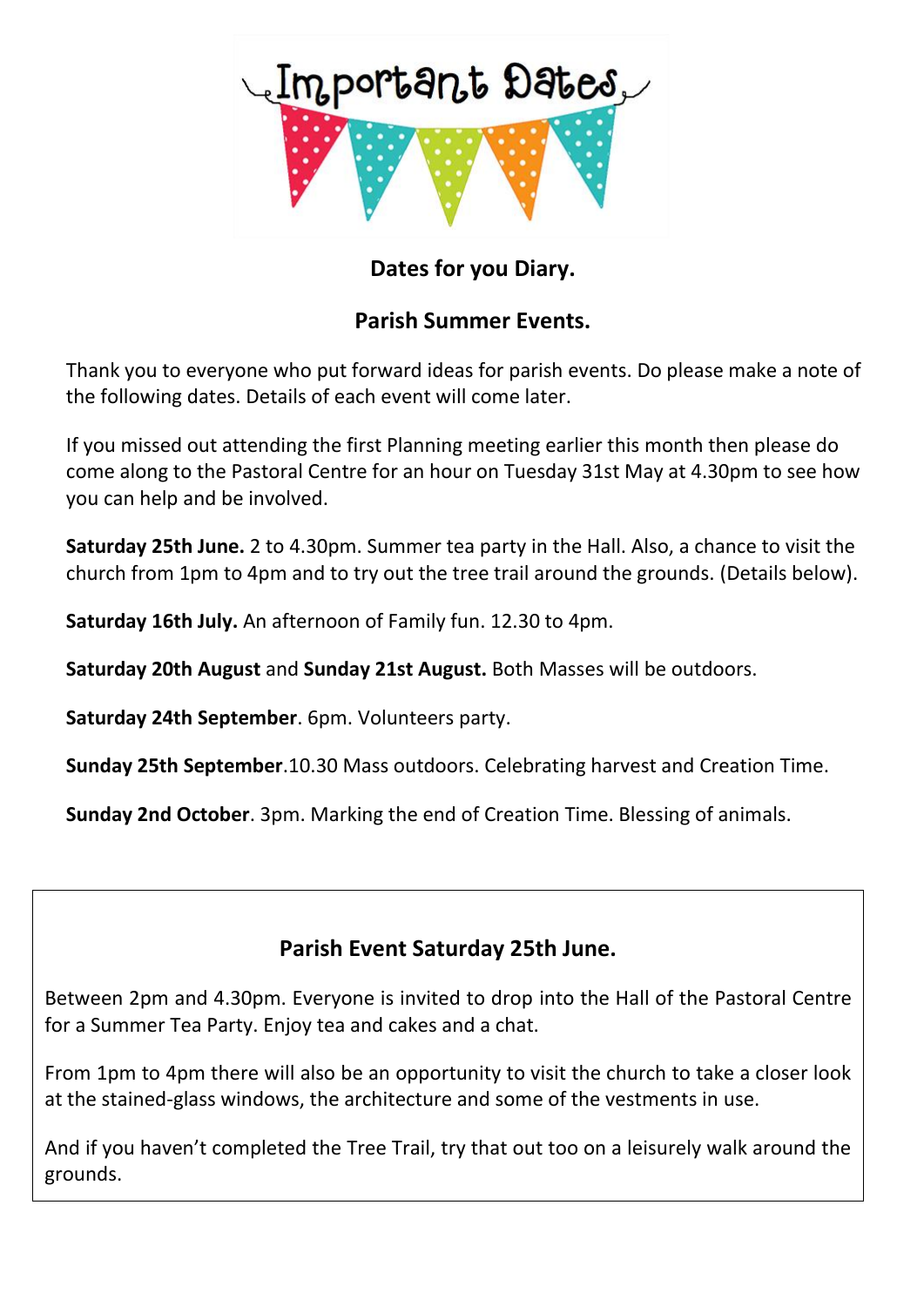# Important Dates

## Dates for you Diary.

## Parish Summer Events.

Thank you to everyone who put forward ideas for parish events. Do please make a note of the following dates. Details of each event will come later.

If you missed out attending the first Planning meeting earlier this month then please do come along to the Pastoral Centre for an hour on Tuesday 31st May at 4.30pm to see how you can help and be involved.

**Saturday 25th June.** 2 to 4.30pm. Summer tea party in the Hall. Also, a chance to visit the church from 1pm to 4pm and to try out the tree trail around the grounds. (Details below).

**Saturday 16th July.** An afternoon of Family fun. 12.30 to 4pm.

**Saturday 20th August** and **Sunday 21st August.** Both Masses will be outdoors.

**Saturday 24th September**. 6pm. Volunteers party.

**Sunday 25th September**.10.30 Mass outdoors. Celebrating harvest and Creation Time.

**Sunday 2nd October**. 3pm. Marking the end of Creation Time. Blessing of animals.

### Parish Event Saturday 25th June.

Between 2pm and 4.30pm. Everyone is invited to drop into the Hall of the Pastoral Centre for a Summer Tea Party. Enjoy tea and cakes and a chat.

From 1pm to 4pm there will also be an opportunity to visit the church to take a closer look at the stained-glass windows, the architecture and some of the vestments in use.

And if you haven't completed the Tree Trail, try that out too on a leisurely walk around the grounds.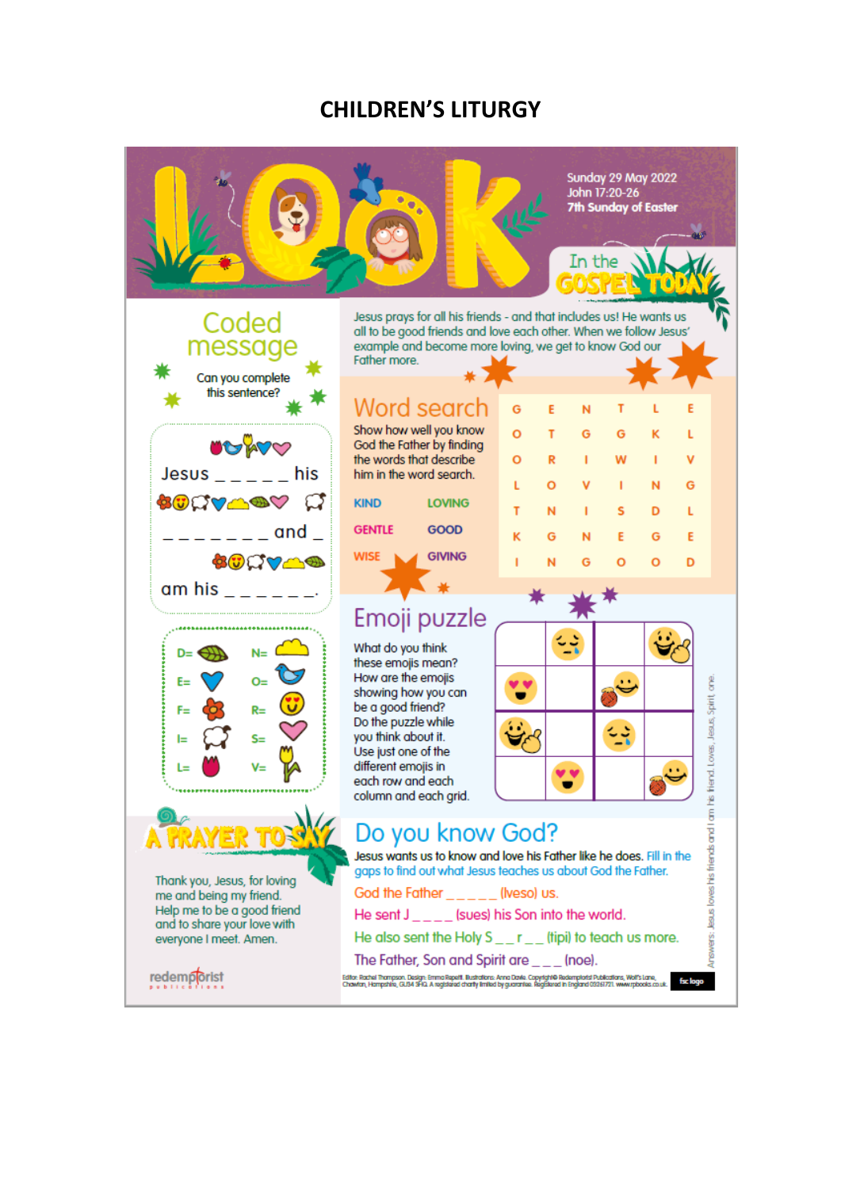# CHILDREN'S LITURGY

# LOOK

Sunday 29 May 2022
John 17:20-26
7th Sunday of Easter

## In the GOSPEL TODAY

Jesus prays for all his friends - and that includes us! He wants us all to be good friends and love each other. When we follow Jesus' example and become more loving, we get to know God our Father more.

## Coded message

Can you complete this sentence?

Jesus _ _ _ _ _ his

_ _ _ _ _ _ _ and _

am his _ _ _ _ _ _.

D= | N=
E= | O=
F= | R=
I= | S=
L= | V=

## Word search

Show how well you know God the Father by finding the words that describe him in the word search.

KIND | LOVING
GENTLE | GOOD
WISE | GIVING

| | | | | | |
|---|---|---|---|---|---|
| G | E | N | T | L | E |
| O | T | G | G | K | L |
| O | R | I | W | I | V |
| L | O | V | I | N | G |
| T | N | I | S | D | L |
| K | G | N | E | G | E |
| I | N | G | O | O | D |

## Emoji puzzle

What do you think these emojis mean? How are the emojis showing how you can be a good friend? Do the puzzle while you think about it. Use just one of the different emojis in each row and each column and each grid.

## A PRAYER TO SAY

Thank you, Jesus, for loving me and being my friend. Help me to be a good friend and to share your love with everyone I meet. Amen.

## Do you know God?

Jesus wants us to know and love his Father like he does. Fill in the gaps to find out what Jesus teaches us about God the Father.

God the Father _ _ _ _ _ (lveso) us.

He sent J _ _ _ _ (sues) his Son into the world.

He also sent the Holy S _ _ r _ _ (tipi) to teach us more.

The Father, Son and Spirit are _ _ _ (noe).

Answers: Jesus loves his friends and I am his friend. Loves, Jesus, Spirit, one.

Editor: Rachel Thompson. Design: Emma Repetti. Illustrations: Anna Davie. Copyright© Redemptorist Publications, Wolf's Lane, Chawton, Hampshire, GU34 3HQ. A registered charity limited by guarantee. Registered in England 03261721. www.rpbooks.co.uk

redemptorist publications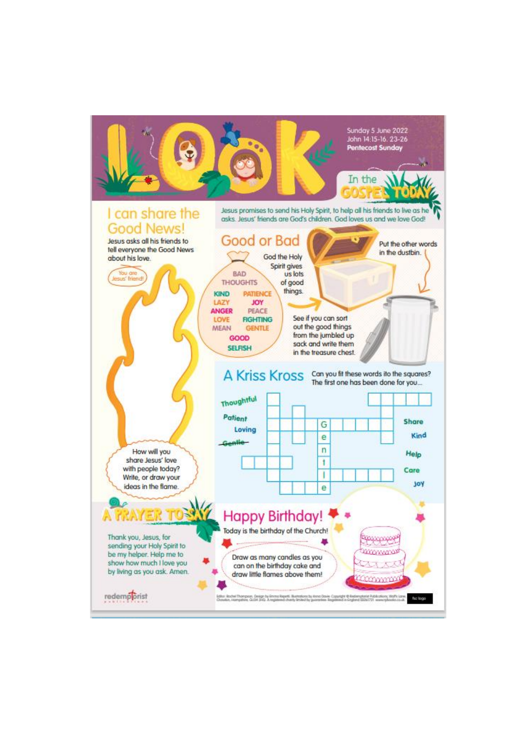# LOOK

Sunday 5 June 2022
John 14:15-16. 23-26
**Pentecost Sunday**

## In the GOSPEL TODAY

Jesus promises to send his Holy Spirit, to help all his friends to live as he asks. Jesus' friends are God's children. God loves us and we love God!

## I can share the Good News!

Jesus asks all his friends to tell everyone the Good News about his love.

You are Jesus' friend!

How will you share Jesus' love with people today? Write, or draw your ideas in the flame.

## Good or Bad

God the Holy Spirit gives us lots of good things.

Put the other words in the dustbin.

BAD THOUGHTS

KIND
PATIENCE
LAZY
JOY
ANGER
PEACE
LOVE
FIGHTING
MEAN
GENTLE
GOOD
SELFISH

See if you can sort out the good things from the jumbled up sack and write them in the treasure chest.

## A Kriss Kross

Can you fit these words ito the squares? The first one has been done for you...

Thoughtful
Patient
Loving
~~Gentle~~
Share
Kind
Help
Care
Joy

G
e
n
t
l
e

## A PRAYER TO SAY

Thank you, Jesus, for sending your Holy Spirit to be my helper. Help me to show how much I love you by living as you ask. Amen.

## Happy Birthday!

Today is the birthday of the Church!

Draw as many candles as you can on the birthday cake and draw little flames above them!

redemptorist publications

Editor: Rachel Thompson. Design by Emma Repetti. Illustrations by Anna Davie. Copyright © Redemptorist Publications, Wolf's Lane, Chawton, Hampshire, GU34 3HQ. A registered charity limited by guarantee. Registered in England 03261721. www.rpbooks.co.uk

fsc logo